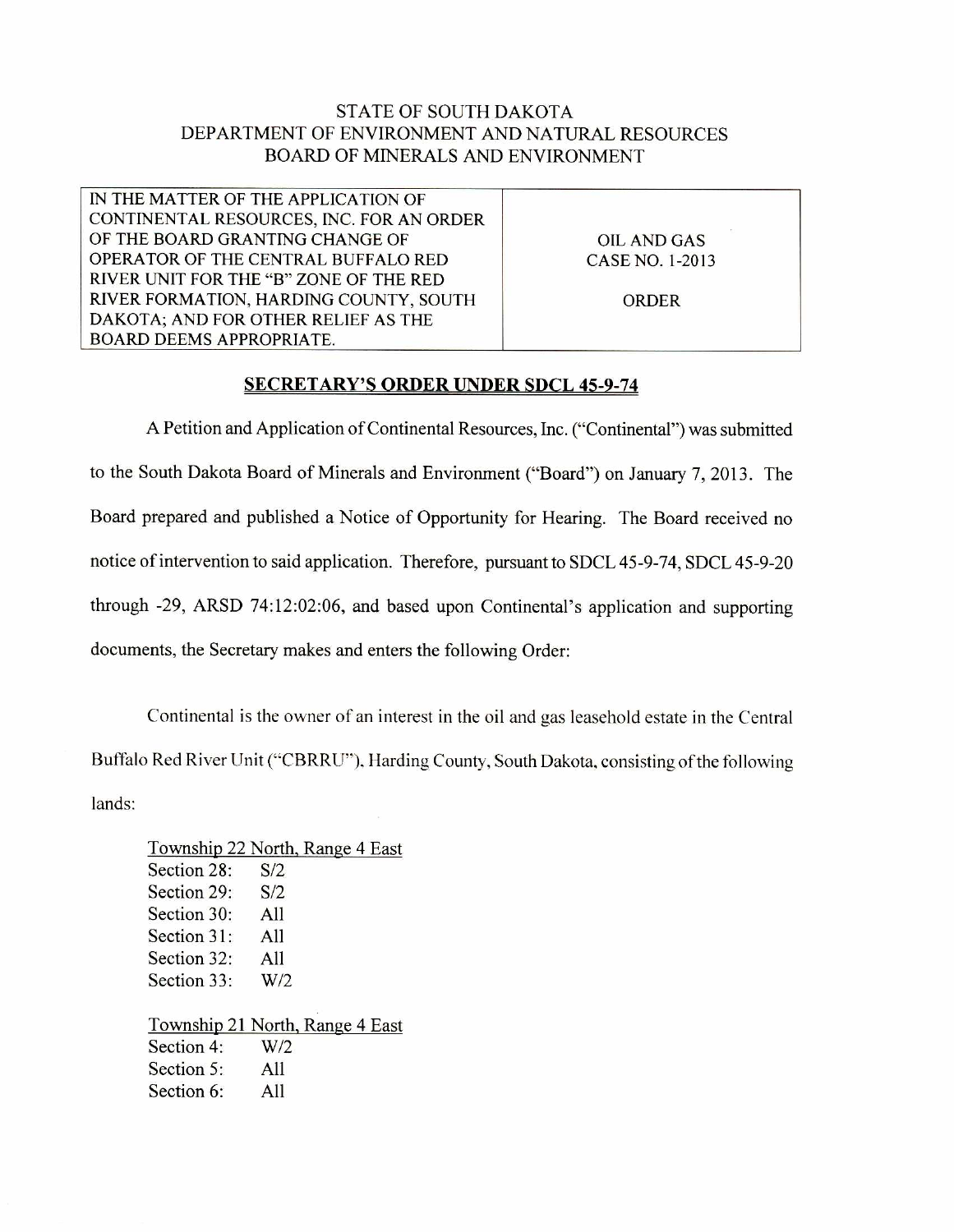STATE OF SOUTH DAKOTA
DEPARTMENT OF ENVIRONMENT AND NATURAL RESOURCES
BOARD OF MINERALS AND ENVIRONMENT

| IN THE MATTER OF THE APPLICATION OF CONTINENTAL RESOURCES, INC. FOR AN ORDER OF THE BOARD GRANTING CHANGE OF OPERATOR OF THE CENTRAL BUFFALO RED RIVER UNIT FOR THE "B" ZONE OF THE RED RIVER FORMATION, HARDING COUNTY, SOUTH DAKOTA; AND FOR OTHER RELIEF AS THE BOARD DEEMS APPROPRIATE. | OIL AND GAS CASE NO. 1-2013<br><br>ORDER |
|---|---|

## SECRETARY'S ORDER UNDER SDCL 45-9-74

A Petition and Application of Continental Resources, Inc. ("Continental") was submitted to the South Dakota Board of Minerals and Environment ("Board") on January 7, 2013. The Board prepared and published a Notice of Opportunity for Hearing. The Board received no notice of intervention to said application. Therefore, pursuant to SDCL 45-9-74, SDCL 45-9-20 through -29, ARSD 74:12:02:06, and based upon Continental's application and supporting documents, the Secretary makes and enters the following Order:

Continental is the owner of an interest in the oil and gas leasehold estate in the Central Buffalo Red River Unit ("CBRRU"), Harding County, South Dakota, consisting of the following lands:

Township 22 North, Range 4 East
Section 28: S/2
Section 29: S/2
Section 30: All
Section 31: All
Section 32: All
Section 33: W/2

Township 21 North, Range 4 East
Section 4: W/2
Section 5: All
Section 6: All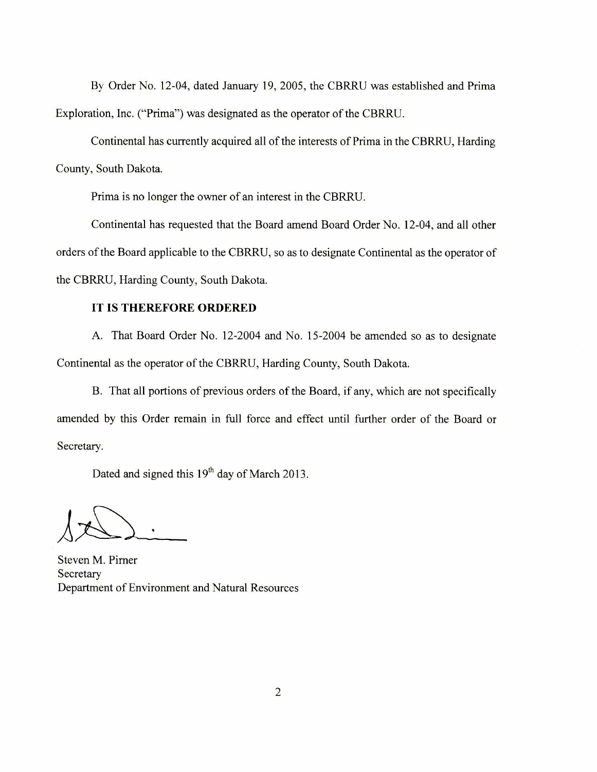By Order No. 12-04, dated January 19, 2005, the CBRRU was established and Prima Exploration, Inc. ("Prima") was designated as the operator of the CBRRU.

Continental has currently acquired all of the interests of Prima in the CBRRU, Harding County, South Dakota.

Prima is no longer the owner of an interest in the CBRRU.

Continental has requested that the Board amend Board Order No. 12-04, and all other orders of the Board applicable to the CBRRU, so as to designate Continental as the operator of the CBRRU, Harding County, South Dakota.

**IT IS THEREFORE ORDERED**

A. That Board Order No. 12-2004 and No. 15-2004 be amended so as to designate Continental as the operator of the CBRRU, Harding County, South Dakota.

B. That all portions of previous orders of the Board, if any, which are not specifically amended by this Order remain in full force and effect until further order of the Board or Secretary.

Dated and signed this 19th day of March 2013.

Steven M. Pirner
Secretary
Department of Environment and Natural Resources